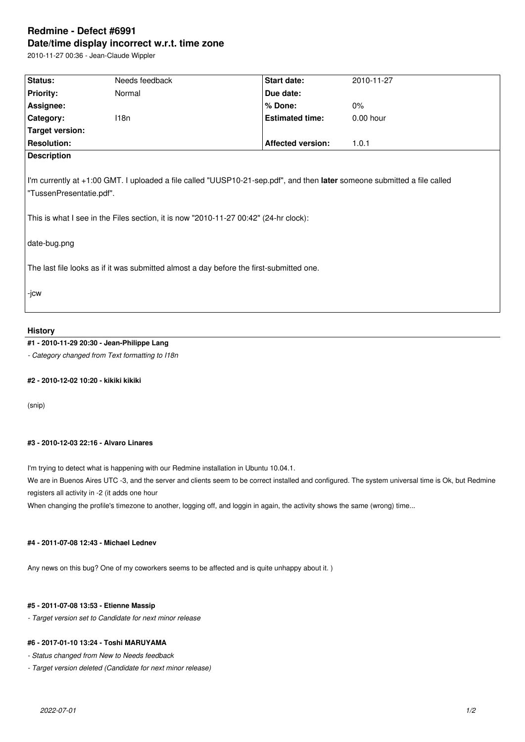# Redmine - Defect #6991

## Date/time display incorrect w.r.t. time zone

2010-11-27 00:36 - Jean-Claude Wippler

| Status: | Needs feedback | Start date: | 2010-11-27 |
|---|---|---|---|
| Priority: | Normal | Due date: | |
| Assignee: | | % Done: | 0% |
| Category: | I18n | Estimated time: | 0.00 hour |
| Target version: | | | |
| Resolution: | | Affected version: | 1.0.1 |

**Description**

I'm currently at +1:00 GMT. I uploaded a file called "UUSP10-21-sep.pdf", and then **later** someone submitted a file called "TussenPresentatie.pdf".

This is what I see in the Files section, it is now "2010-11-27 00:42" (24-hr clock):

date-bug.png

The last file looks as if it was submitted almost a day before the first-submitted one.

-jcw

## History

**#1 - 2010-11-29 20:30 - Jean-Philippe Lang**

*- Category changed from Text formatting to I18n*

**#2 - 2010-12-02 10:20 - kikiki kikiki**

(snip)

**#3 - 2010-12-03 22:16 - Alvaro Linares**

I'm trying to detect what is happening with our Redmine installation in Ubuntu 10.04.1.
We are in Buenos Aires UTC -3, and the server and clients seem to be correct installed and configured. The system universal time is Ok, but Redmine registers all activity in -2 (it adds one hour
When changing the profile's timezone to another, logging off, and loggin in again, the activity shows the same (wrong) time...

**#4 - 2011-07-08 12:43 - Michael Lednev**

Any news on this bug? One of my coworkers seems to be affected and is quite unhappy about it. )

**#5 - 2011-07-08 13:53 - Etienne Massip**

*- Target version set to Candidate for next minor release*

**#6 - 2017-01-10 13:24 - Toshi MARUYAMA**

*- Status changed from New to Needs feedback*

*- Target version deleted (Candidate for next minor release)*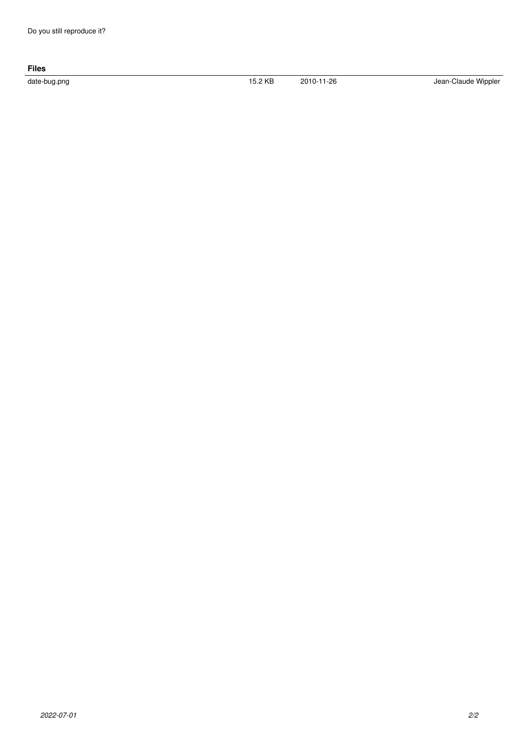Do you still reproduce it?

**Files**

| | | | |
|---|---|---|---|
| date-bug.png | 15.2 KB | 2010-11-26 | Jean-Claude Wippler |